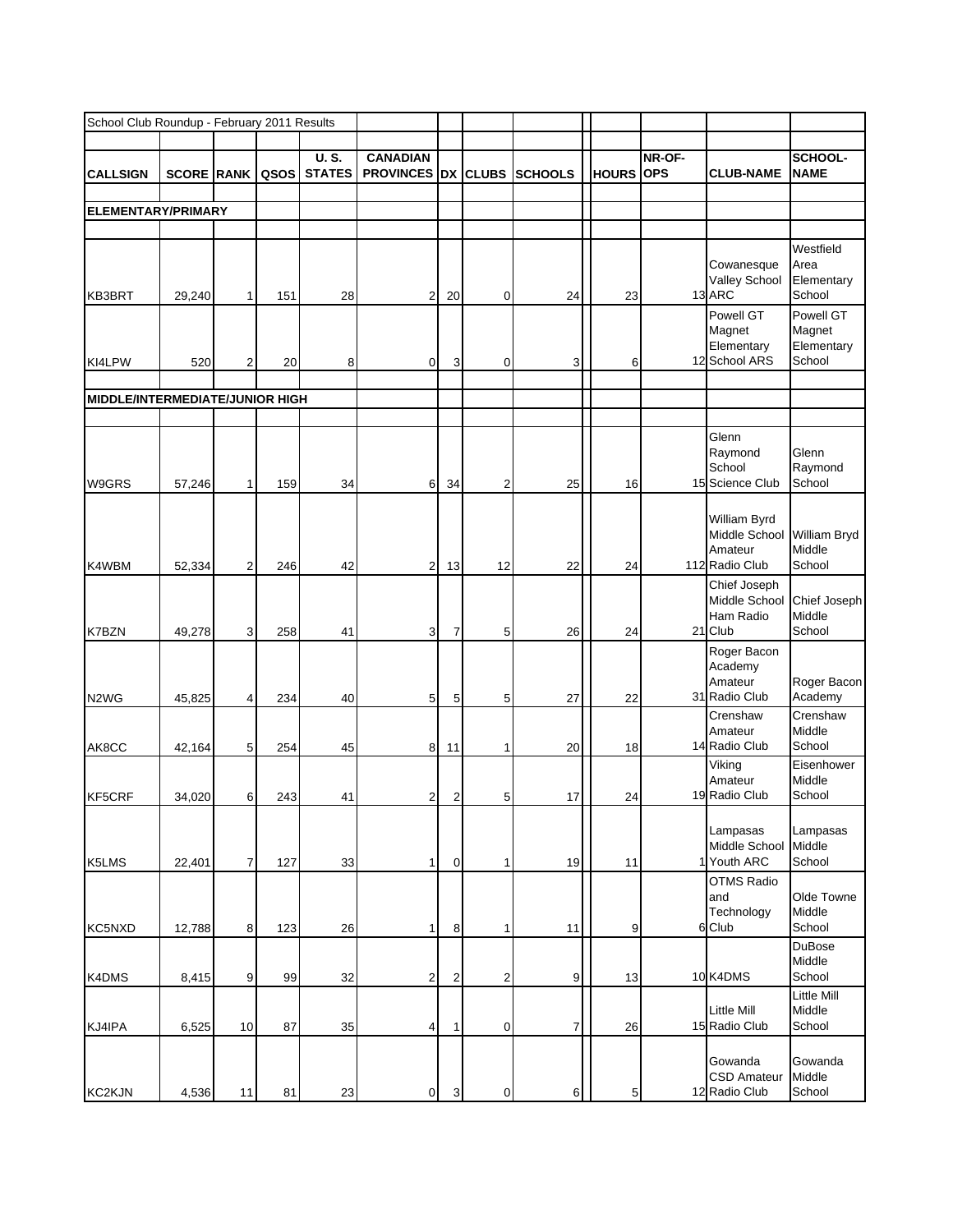School Club Roundup - February 2011 Results

| CALLSIGN | SCORE | RANK | QSOS | U. S. STATES | CANADIAN PROVINCES | DX | CLUBS | SCHOOLS | HOURS | NR-OF-OPS | CLUB-NAME | SCHOOL-NAME |
|---|---|---|---|---|---|---|---|---|---|---|---|---|
| **ELEMENTARY/PRIMARY** | | | | | | | | | | | | |
| KB3BRT | 29,240 | 1 | 151 | 28 | 2 | 20 | 0 | 24 | 23 | 13 | Cowanesque Valley School ARC | Westfield Area Elementary School |
| KI4LPW | 520 | 2 | 20 | 8 | 0 | 3 | 0 | 3 | 6 | 12 | Powell GT Magnet Elementary School ARS | Powell GT Magnet Elementary School |
| **MIDDLE/INTERMEDIATE/JUNIOR HIGH** | | | | | | | | | | | | |
| W9GRS | 57,246 | 1 | 159 | 34 | 6 | 34 | 2 | 25 | 16 | 15 | Glenn Raymond School Science Club | Glenn Raymond School |
| K4WBM | 52,334 | 2 | 246 | 42 | 2 | 13 | 12 | 22 | 24 | 112 | William Byrd Middle School Amateur Radio Club | William Bryd Middle School |
| K7BZN | 49,278 | 3 | 258 | 41 | 3 | 7 | 5 | 26 | 24 | 21 | Chief Joseph Middle School Ham Radio Club | Chief Joseph Middle School |
| N2WG | 45,825 | 4 | 234 | 40 | 5 | 5 | 5 | 27 | 22 | 31 | Roger Bacon Academy Amateur Radio Club | Roger Bacon Academy |
| AK8CC | 42,164 | 5 | 254 | 45 | 8 | 11 | 1 | 20 | 18 | 14 | Crenshaw Amateur Radio Club | Crenshaw Middle School |
| KF5CRF | 34,020 | 6 | 243 | 41 | 2 | 2 | 5 | 17 | 24 | 19 | Viking Amateur Radio Club | Eisenhower Middle School |
| K5LMS | 22,401 | 7 | 127 | 33 | 1 | 0 | 1 | 19 | 11 | 1 | Lampasas Middle School Youth ARC | Lampasas Middle School |
| KC5NXD | 12,788 | 8 | 123 | 26 | 1 | 8 | 1 | 11 | 9 | 6 | OTMS Radio and Technology Club | Olde Towne Middle School |
| K4DMS | 8,415 | 9 | 99 | 32 | 2 | 2 | 2 | 9 | 13 | 10 | K4DMS | DuBose Middle School |
| KJ4IPA | 6,525 | 10 | 87 | 35 | 4 | 1 | 0 | 7 | 26 | 15 | Little Mill Radio Club | Little Mill Middle School |
| KC2KJN | 4,536 | 11 | 81 | 23 | 0 | 3 | 0 | 6 | 5 | 12 | Gowanda CSD Amateur Radio Club | Gowanda Middle School |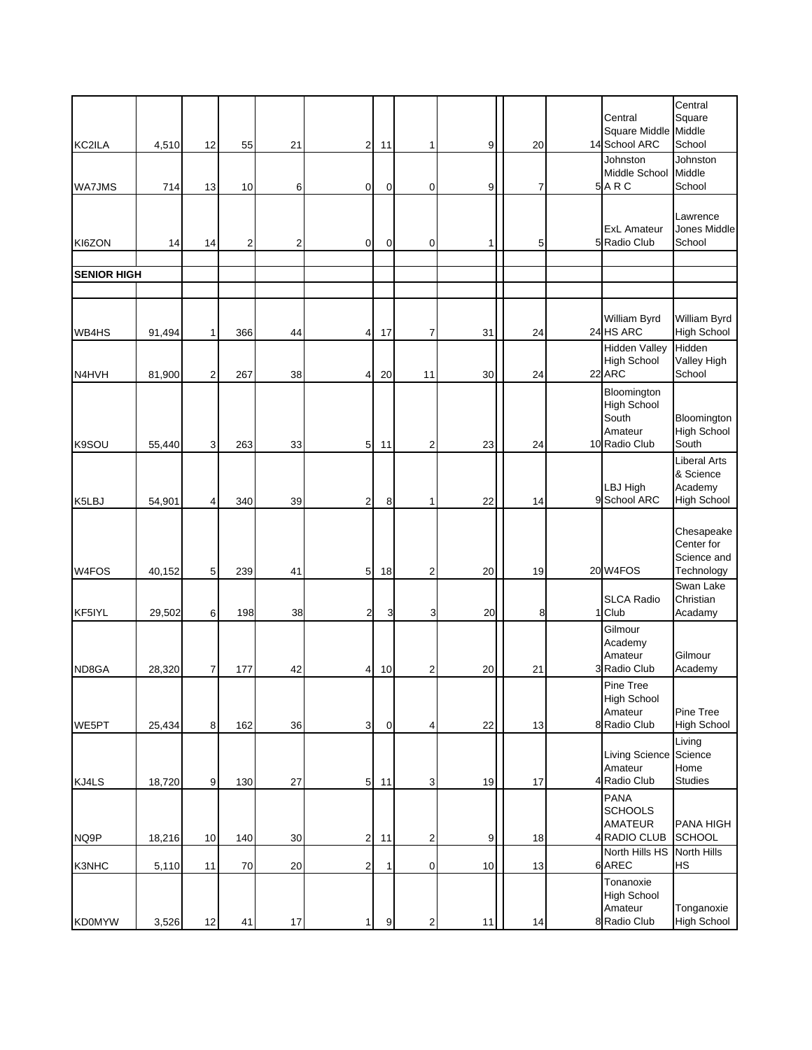| | | | | | | | | | | | | |
|---|---|---|---|---|---|---|---|---|---|---|---|---|
| KC2ILA | 4,510 | 12 | 55 | 21 | 2 | 11 | 1 | 9 | 20 | 14 | Central Square Middle School ARC | Central Square Middle School |
| WA7JMS | 714 | 13 | 10 | 6 | 0 | 0 | 0 | 9 | 7 | 5 | Johnston Middle School A R C | Johnston Middle School |
| KI6ZON | 14 | 14 | 2 | 2 | 0 | 0 | 0 | 1 | 5 | 5 | ExL Amateur Radio Club | Lawrence Jones Middle School |
| | | | | | | | | | | | | |
| **SENIOR HIGH** | | | | | | | | | | | | |
| | | | | | | | | | | | | |
| WB4HS | 91,494 | 1 | 366 | 44 | 4 | 17 | 7 | 31 | 24 | 24 | William Byrd HS ARC | William Byrd High School |
| N4HVH | 81,900 | 2 | 267 | 38 | 4 | 20 | 11 | 30 | 24 | 22 | Hidden Valley High School ARC | Hidden Valley High School |
| K9SOU | 55,440 | 3 | 263 | 33 | 5 | 11 | 2 | 23 | 24 | 10 | Bloomington High School South Amateur Radio Club | Bloomington High School South |
| K5LBJ | 54,901 | 4 | 340 | 39 | 2 | 8 | 1 | 22 | 14 | 9 | LBJ High School ARC | Liberal Arts & Science Academy High School |
| W4FOS | 40,152 | 5 | 239 | 41 | 5 | 18 | 2 | 20 | 19 | 20 | W4FOS | Chesapeake Center for Science and Technology |
| KF5IYL | 29,502 | 6 | 198 | 38 | 2 | 3 | 3 | 20 | 8 | 1 | SLCA Radio Club | Swan Lake Christian Acadamy |
| ND8GA | 28,320 | 7 | 177 | 42 | 4 | 10 | 2 | 20 | 21 | 3 | Gilmour Academy Amateur Radio Club | Gilmour Academy |
| WE5PT | 25,434 | 8 | 162 | 36 | 3 | 0 | 4 | 22 | 13 | 8 | Pine Tree High School Amateur Radio Club | Pine Tree High School |
| KJ4LS | 18,720 | 9 | 130 | 27 | 5 | 11 | 3 | 19 | 17 | 4 | Living Science Amateur Radio Club | Living Science Home Studies |
| NQ9P | 18,216 | 10 | 140 | 30 | 2 | 11 | 2 | 9 | 18 | 4 | PANA SCHOOLS AMATEUR RADIO CLUB | PANA HIGH SCHOOL |
| K3NHC | 5,110 | 11 | 70 | 20 | 2 | 1 | 0 | 10 | 13 | 6 | North Hills HS AREC | North Hills HS |
| KD0MYW | 3,526 | 12 | 41 | 17 | 1 | 9 | 2 | 11 | 14 | 8 | Tonanoxie High School Amateur Radio Club | Tonganoxie High School |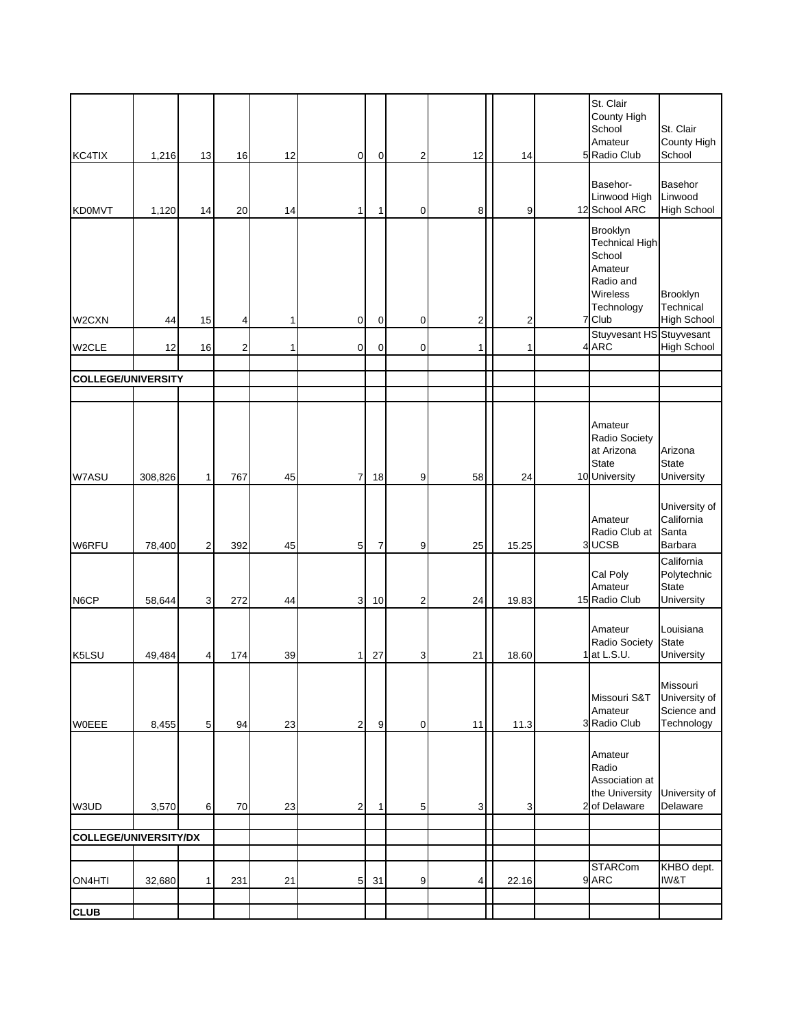| | | | | | | | | | | | | | |
|---|---|---|---|---|---|---|---|---|---|---|---|---|---|
| KC4TIX | 1,216 | 13 | 16 | 12 | 0 | 0 | 2 | 12 | | 14 | 5 | St. Clair County High School Amateur Radio Club | St. Clair County High School |
| KD0MVT | 1,120 | 14 | 20 | 14 | 1 | 1 | 0 | 8 | | 9 | 12 | Basehor-Linwood High School ARC | Basehor Linwood High School |
| W2CXN | 44 | 15 | 4 | 1 | 0 | 0 | 0 | 2 | | 2 | 7 | Brooklyn Technical High School Amateur Radio and Wireless Technology Club | Brooklyn Technical High School |
| W2CLE | 12 | 16 | 2 | 1 | 0 | 0 | 0 | 1 | | 1 | 4 | Stuyvesant HS ARC | Stuyvesant High School |
| | | | | | | | | | | | | | |
| **COLLEGE/UNIVERSITY** | | | | | | | | | | | | | |
| | | | | | | | | | | | | | |
| W7ASU | 308,826 | 1 | 767 | 45 | 7 | 18 | 9 | 58 | | 24 | 10 | Amateur Radio Society at Arizona State University | Arizona State University |
| W6RFU | 78,400 | 2 | 392 | 45 | 5 | 7 | 9 | 25 | | 15.25 | 3 | Amateur Radio Club at UCSB | University of California Santa Barbara |
| N6CP | 58,644 | 3 | 272 | 44 | 3 | 10 | 2 | 24 | | 19.83 | 15 | Cal Poly Amateur Radio Club | California Polytechnic State University |
| K5LSU | 49,484 | 4 | 174 | 39 | 1 | 27 | 3 | 21 | | 18.60 | 1 | Amateur Radio Society at L.S.U. | Louisiana State University |
| W0EEE | 8,455 | 5 | 94 | 23 | 2 | 9 | 0 | 11 | | 11.3 | 3 | Missouri S&T Amateur Radio Club | Missouri University of Science and Technology |
| W3UD | 3,570 | 6 | 70 | 23 | 2 | 1 | 5 | 3 | | 3 | 2 | Amateur Radio Association at the University of Delaware | University of Delaware |
| | | | | | | | | | | | | | |
| **COLLEGE/UNIVERSITY/DX** | | | | | | | | | | | | | |
| | | | | | | | | | | | | | |
| ON4HTI | 32,680 | 1 | 231 | 21 | 5 | 31 | 9 | 4 | | 22.16 | 9 | STARCom ARC | KHBO dept. IW&T |
| | | | | | | | | | | | | | |
| **CLUB** | | | | | | | | | | | | | |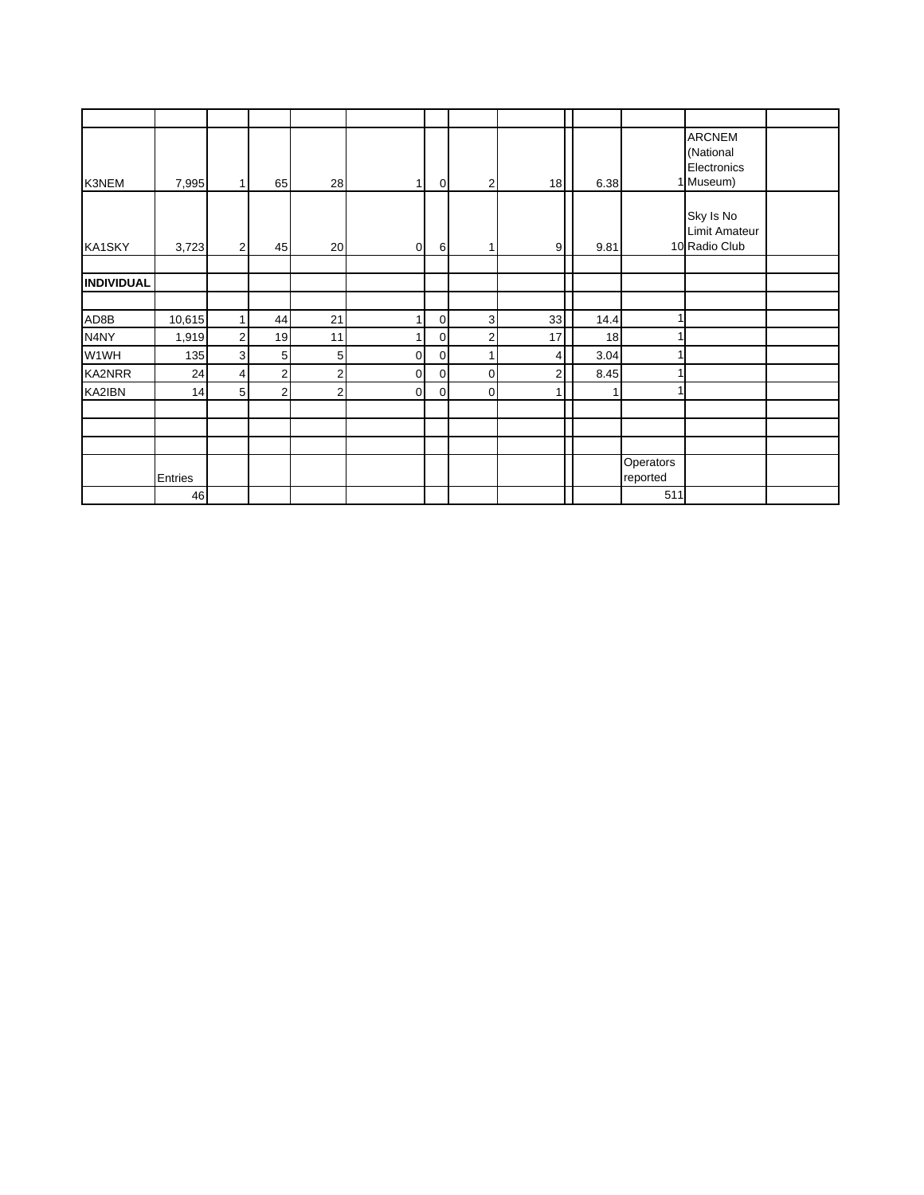| | | | | | | | | | | | | | |
|---|---|---|---|---|---|---|---|---|---|---|---|---|---|
| K3NEM | 7,995 | 1 | 65 | 28 | 1 | 0 | 2 | 18 | | 6.38 | 1 | ARCNEM (National Electronics Museum) | |
| KA1SKY | 3,723 | 2 | 45 | 20 | 0 | 6 | 1 | 9 | | 9.81 | 10 | Sky Is No Limit Amateur Radio Club | |
| | | | | | | | | | | | | | |
| **INDIVIDUAL** | | | | | | | | | | | | | |
| | | | | | | | | | | | | | |
| AD8B | 10,615 | 1 | 44 | 21 | 1 | 0 | 3 | 33 | | 14.4 | 1 | | |
| N4NY | 1,919 | 2 | 19 | 11 | 1 | 0 | 2 | 17 | | 18 | 1 | | |
| W1WH | 135 | 3 | 5 | 5 | 0 | 0 | 1 | 4 | | 3.04 | 1 | | |
| KA2NRR | 24 | 4 | 2 | 2 | 0 | 0 | 0 | 2 | | 8.45 | 1 | | |
| KA2IBN | 14 | 5 | 2 | 2 | 0 | 0 | 0 | 1 | | 1 | 1 | | |
| | | | | | | | | | | | | | |
| | | | | | | | | | | | | | |
| | | | | | | | | | | | | | |
| | Entries | | | | | | | | | | Operators reported | | |
| | 46 | | | | | | | | | | 511 | | |